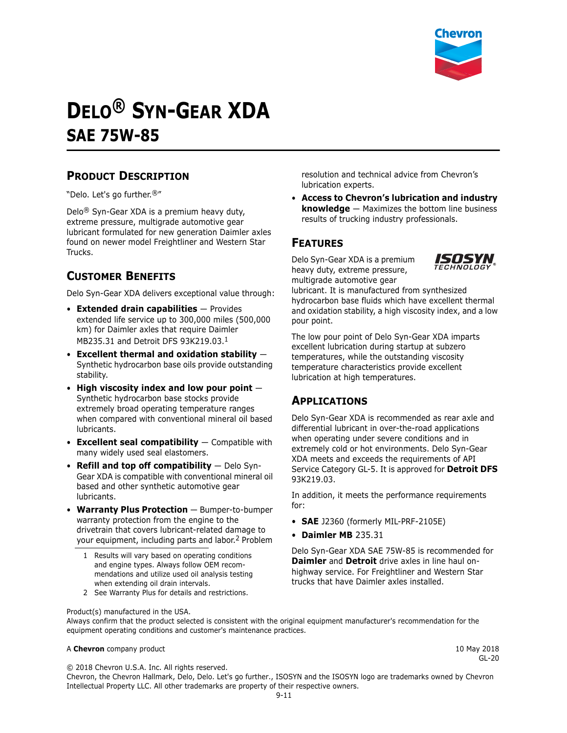# DELO® SYN-GEAR XDA

## SAE 75W-85

## PRODUCT DESCRIPTION

"Delo. Let's go further.®"

Delo® Syn-Gear XDA is a premium heavy duty, extreme pressure, multigrade automotive gear lubricant formulated for new generation Daimler axles found on newer model Freightliner and Western Star Trucks.

## CUSTOMER BENEFITS

Delo Syn-Gear XDA delivers exceptional value through:

- **Extended drain capabilities** — Provides extended life service up to 300,000 miles (500,000 km) for Daimler axles that require Daimler MB235.31 and Detroit DFS 93K219.03.[1]
- **Excellent thermal and oxidation stability** — Synthetic hydrocarbon base oils provide outstanding stability.
- **High viscosity index and low pour point** — Synthetic hydrocarbon base stocks provide extremely broad operating temperature ranges when compared with conventional mineral oil based lubricants.
- **Excellent seal compatibility** — Compatible with many widely used seal elastomers.
- **Refill and top off compatibility** — Delo Syn-Gear XDA is compatible with conventional mineral oil based and other synthetic automotive gear lubricants.
- **Warranty Plus Protection** — Bumper-to-bumper warranty protection from the engine to the drivetrain that covers lubricant-related damage to your equipment, including parts and labor.[2] Problem resolution and technical advice from Chevron's lubrication experts.
- **Access to Chevron's lubrication and industry knowledge** — Maximizes the bottom line business results of trucking industry professionals.

1 Results will vary based on operating conditions and engine types. Always follow OEM recommendations and utilize used oil analysis testing when extending oil drain intervals.

2 See Warranty Plus for details and restrictions.

## FEATURES

ISOSYN TECHNOLOGY®

Delo Syn-Gear XDA is a premium heavy duty, extreme pressure, multigrade automotive gear lubricant. It is manufactured from synthesized hydrocarbon base fluids which have excellent thermal and oxidation stability, a high viscosity index, and a low pour point.

The low pour point of Delo Syn-Gear XDA imparts excellent lubrication during startup at subzero temperatures, while the outstanding viscosity temperature characteristics provide excellent lubrication at high temperatures.

## APPLICATIONS

Delo Syn-Gear XDA is recommended as rear axle and differential lubricant in over-the-road applications when operating under severe conditions and in extremely cold or hot environments. Delo Syn-Gear XDA meets and exceeds the requirements of API Service Category GL-5. It is approved for **Detroit DFS** 93K219.03.

In addition, it meets the performance requirements for:

- **SAE** J2360 (formerly MIL-PRF-2105E)
- **Daimler MB** 235.31

Delo Syn-Gear XDA SAE 75W-85 is recommended for **Daimler** and **Detroit** drive axles in line haul on-highway service. For Freightliner and Western Star trucks that have Daimler axles installed.

Product(s) manufactured in the USA.
Always confirm that the product selected is consistent with the original equipment manufacturer's recommendation for the equipment operating conditions and customer's maintenance practices.

A **Chevron** company product

10 May 2018
GL-20

© 2018 Chevron U.S.A. Inc. All rights reserved.
Chevron, the Chevron Hallmark, Delo, Delo. Let's go further., ISOSYN and the ISOSYN logo are trademarks owned by Chevron Intellectual Property LLC. All other trademarks are property of their respective owners.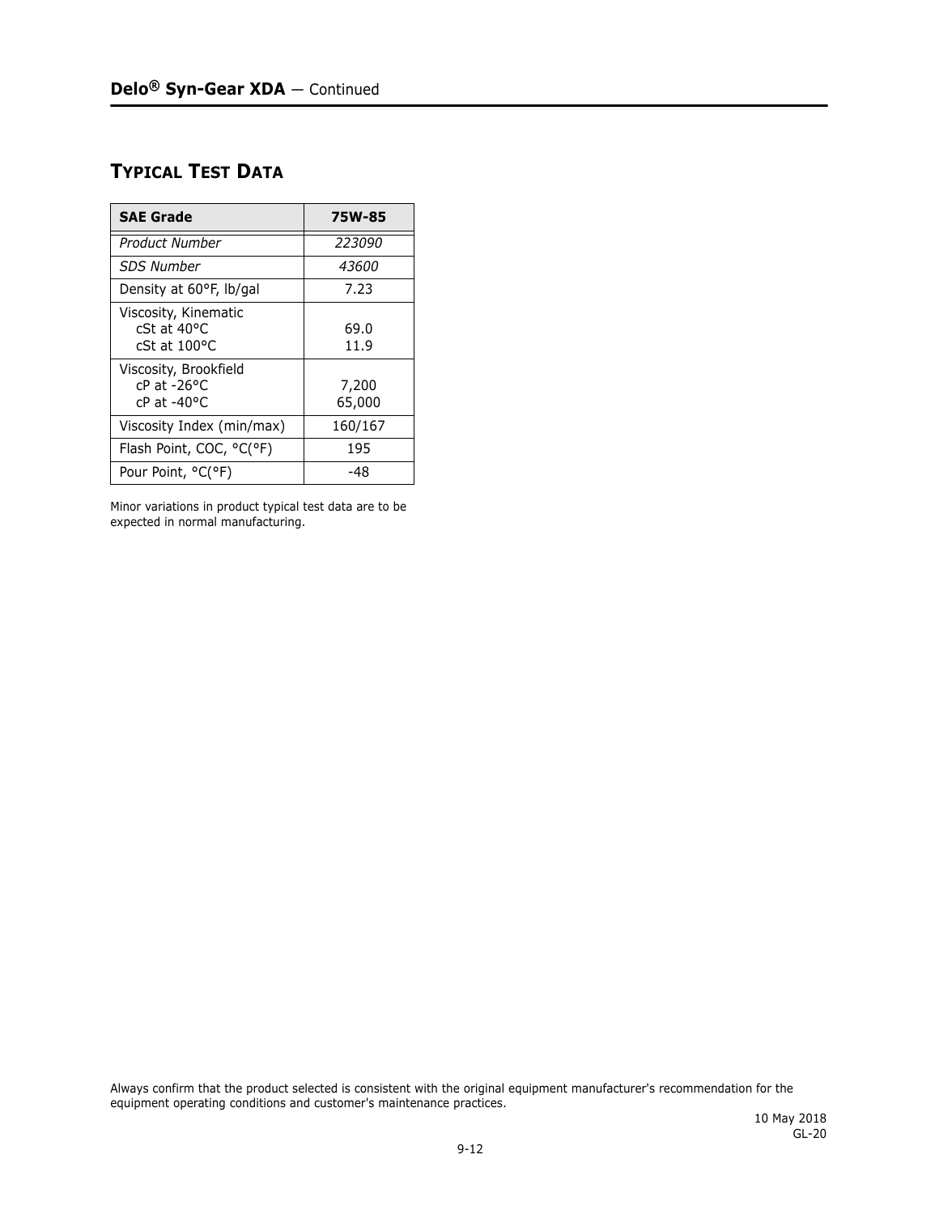## TYPICAL TEST DATA

| SAE Grade | 75W-85 |
|---|---|
| *Product Number* | *223090* |
| *SDS Number* | *43600* |
| Density at 60°F, lb/gal | 7.23 |
| Viscosity, Kinematic<br>cSt at 40°C<br>cSt at 100°C | <br>69.0<br>11.9 |
| Viscosity, Brookfield<br>cP at -26°C<br>cP at -40°C | <br>7,200<br>65,000 |
| Viscosity Index (min/max) | 160/167 |
| Flash Point, COC, °C(°F) | 195 |
| Pour Point, °C(°F) | -48 |

Minor variations in product typical test data are to be expected in normal manufacturing.

Always confirm that the product selected is consistent with the original equipment manufacturer's recommendation for the equipment operating conditions and customer's maintenance practices.

10 May 2018
GL-20